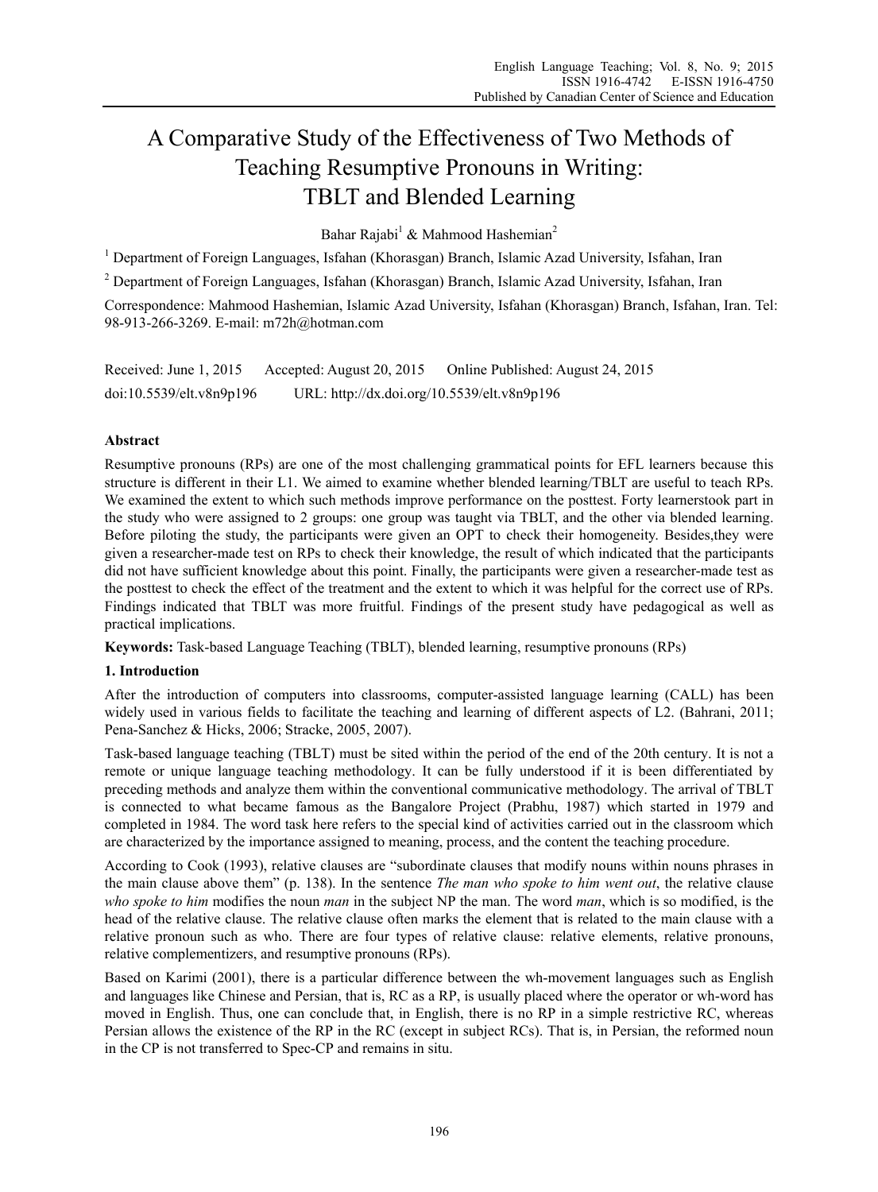# A Comparative Study of the Effectiveness of Two Methods of Teaching Resumptive Pronouns in Writing: TBLT and Blended Learning

Bahar Rajabi[1] & Mahmood Hashemian[2]

[1] Department of Foreign Languages, Isfahan (Khorasgan) Branch, Islamic Azad University, Isfahan, Iran

[2] Department of Foreign Languages, Isfahan (Khorasgan) Branch, Islamic Azad University, Isfahan, Iran

Correspondence: Mahmood Hashemian, Islamic Azad University, Isfahan (Khorasgan) Branch, Isfahan, Iran. Tel: 98-913-266-3269. E-mail: m72h@hotman.com

Received: June 1, 2015 Accepted: August 20, 2015 Online Published: August 24, 2015

doi:10.5539/elt.v8n9p196 URL: http://dx.doi.org/10.5539/elt.v8n9p196

## Abstract

Resumptive pronouns (RPs) are one of the most challenging grammatical points for EFL learners because this structure is different in their L1. We aimed to examine whether blended learning/TBLT are useful to teach RPs. We examined the extent to which such methods improve performance on the posttest. Forty learnerstook part in the study who were assigned to 2 groups: one group was taught via TBLT, and the other via blended learning. Before piloting the study, the participants were given an OPT to check their homogeneity. Besides,they were given a researcher-made test on RPs to check their knowledge, the result of which indicated that the participants did not have sufficient knowledge about this point. Finally, the participants were given a researcher-made test as the posttest to check the effect of the treatment and the extent to which it was helpful for the correct use of RPs. Findings indicated that TBLT was more fruitful. Findings of the present study have pedagogical as well as practical implications.

**Keywords:** Task-based Language Teaching (TBLT), blended learning, resumptive pronouns (RPs)

## 1. Introduction

After the introduction of computers into classrooms, computer-assisted language learning (CALL) has been widely used in various fields to facilitate the teaching and learning of different aspects of L2. (Bahrani, 2011; Pena-Sanchez & Hicks, 2006; Stracke, 2005, 2007).

Task-based language teaching (TBLT) must be sited within the period of the end of the 20th century. It is not a remote or unique language teaching methodology. It can be fully understood if it is been differentiated by preceding methods and analyze them within the conventional communicative methodology. The arrival of TBLT is connected to what became famous as the Bangalore Project (Prabhu, 1987) which started in 1979 and completed in 1984. The word task here refers to the special kind of activities carried out in the classroom which are characterized by the importance assigned to meaning, process, and the content the teaching procedure.

According to Cook (1993), relative clauses are "subordinate clauses that modify nouns within nouns phrases in the main clause above them" (p. 138). In the sentence *The man who spoke to him went out*, the relative clause *who spoke to him* modifies the noun *man* in the subject NP the man. The word *man*, which is so modified, is the head of the relative clause. The relative clause often marks the element that is related to the main clause with a relative pronoun such as who. There are four types of relative clause: relative elements, relative pronouns, relative complementizers, and resumptive pronouns (RPs).

Based on Karimi (2001), there is a particular difference between the wh-movement languages such as English and languages like Chinese and Persian, that is, RC as a RP, is usually placed where the operator or wh-word has moved in English. Thus, one can conclude that, in English, there is no RP in a simple restrictive RC, whereas Persian allows the existence of the RP in the RC (except in subject RCs). That is, in Persian, the reformed noun in the CP is not transferred to Spec-CP and remains in situ.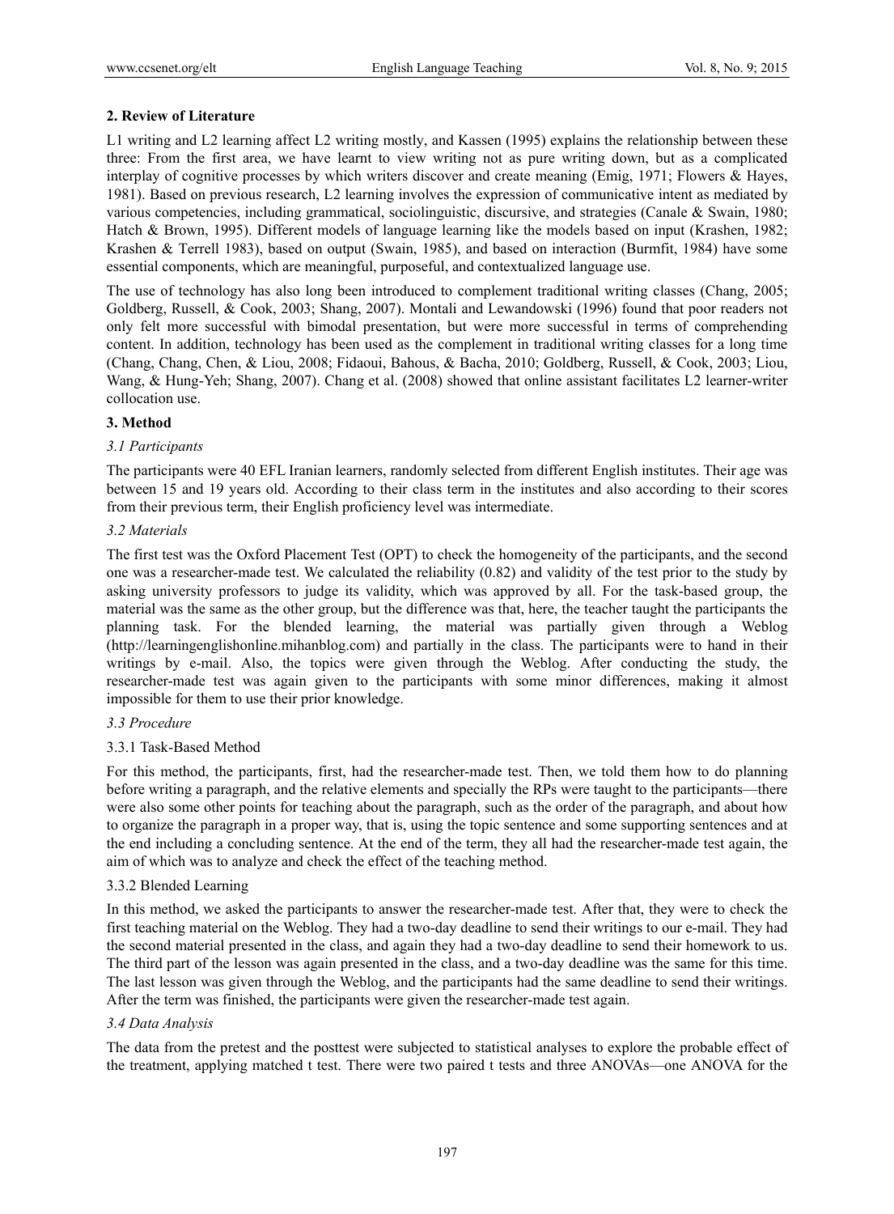## 2. Review of Literature

L1 writing and L2 learning affect L2 writing mostly, and Kassen (1995) explains the relationship between these three: From the first area, we have learnt to view writing not as pure writing down, but as a complicated interplay of cognitive processes by which writers discover and create meaning (Emig, 1971; Flowers & Hayes, 1981). Based on previous research, L2 learning involves the expression of communicative intent as mediated by various competencies, including grammatical, sociolinguistic, discursive, and strategies (Canale & Swain, 1980; Hatch & Brown, 1995). Different models of language learning like the models based on input (Krashen, 1982; Krashen & Terrell 1983), based on output (Swain, 1985), and based on interaction (Burmfit, 1984) have some essential components, which are meaningful, purposeful, and contextualized language use.

The use of technology has also long been introduced to complement traditional writing classes (Chang, 2005; Goldberg, Russell, & Cook, 2003; Shang, 2007). Montali and Lewandowski (1996) found that poor readers not only felt more successful with bimodal presentation, but were more successful in terms of comprehending content. In addition, technology has been used as the complement in traditional writing classes for a long time (Chang, Chang, Chen, & Liou, 2008; Fidaoui, Bahous, & Bacha, 2010; Goldberg, Russell, & Cook, 2003; Liou, Wang, & Hung-Yeh; Shang, 2007). Chang et al. (2008) showed that online assistant facilitates L2 learner-writer collocation use.

## 3. Method

### *3.1 Participants*

The participants were 40 EFL Iranian learners, randomly selected from different English institutes. Their age was between 15 and 19 years old. According to their class term in the institutes and also according to their scores from their previous term, their English proficiency level was intermediate.

### *3.2 Materials*

The first test was the Oxford Placement Test (OPT) to check the homogeneity of the participants, and the second one was a researcher-made test. We calculated the reliability (0.82) and validity of the test prior to the study by asking university professors to judge its validity, which was approved by all. For the task-based group, the material was the same as the other group, but the difference was that, here, the teacher taught the participants the planning task. For the blended learning, the material was partially given through a Weblog (http://learningenglishonline.mihanblog.com) and partially in the class. The participants were to hand in their writings by e-mail. Also, the topics were given through the Weblog. After conducting the study, the researcher-made test was again given to the participants with some minor differences, making it almost impossible for them to use their prior knowledge.

### *3.3 Procedure*

#### 3.3.1 Task-Based Method

For this method, the participants, first, had the researcher-made test. Then, we told them how to do planning before writing a paragraph, and the relative elements and specially the RPs were taught to the participants—there were also some other points for teaching about the paragraph, such as the order of the paragraph, and about how to organize the paragraph in a proper way, that is, using the topic sentence and some supporting sentences and at the end including a concluding sentence. At the end of the term, they all had the researcher-made test again, the aim of which was to analyze and check the effect of the teaching method.

#### 3.3.2 Blended Learning

In this method, we asked the participants to answer the researcher-made test. After that, they were to check the first teaching material on the Weblog. They had a two-day deadline to send their writings to our e-mail. They had the second material presented in the class, and again they had a two-day deadline to send their homework to us. The third part of the lesson was again presented in the class, and a two-day deadline was the same for this time. The last lesson was given through the Weblog, and the participants had the same deadline to send their writings. After the term was finished, the participants were given the researcher-made test again.

### *3.4 Data Analysis*

The data from the pretest and the posttest were subjected to statistical analyses to explore the probable effect of the treatment, applying matched t test. There were two paired t tests and three ANOVAs—one ANOVA for the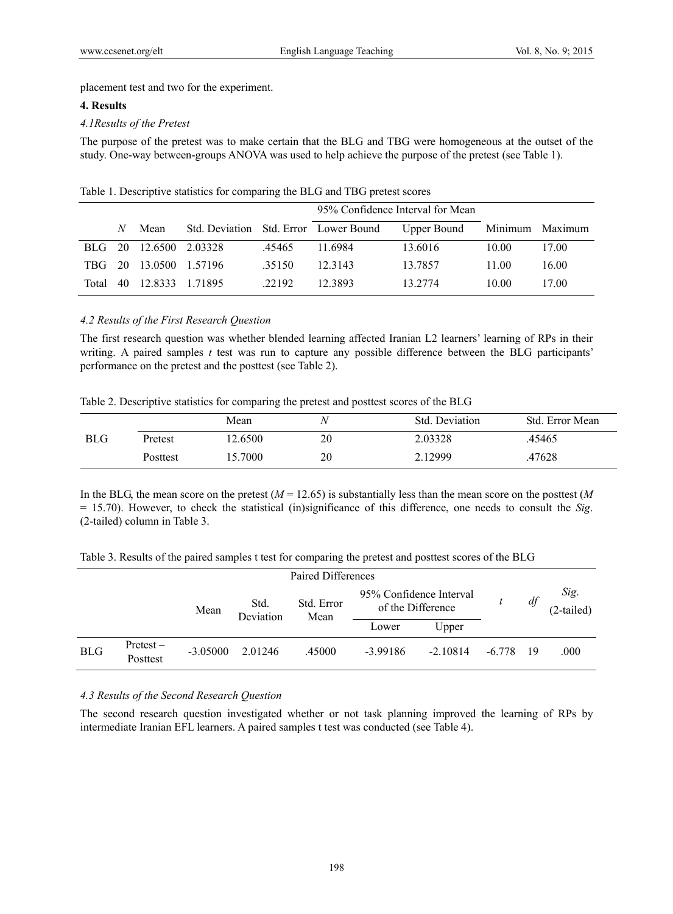placement test and two for the experiment.

## 4. Results

### *4.1Results of the Pretest*

The purpose of the pretest was to make certain that the BLG and TBG were homogeneous at the outset of the study. One-way between-groups ANOVA was used to help achieve the purpose of the pretest (see Table 1).

Table 1. Descriptive statistics for comparing the BLG and TBG pretest scores

| | *N* | Mean | Std. Deviation | Std. Error | 95% Confidence Interval for Mean | | Minimum | Maximum |
|---|---|---|---|---|---|---|---|---|
| | | | | | Lower Bound | Upper Bound | | |
| BLG | 20 | 12.6500 | 2.03328 | .45465 | 11.6984 | 13.6016 | 10.00 | 17.00 |
| TBG | 20 | 13.0500 | 1.57196 | .35150 | 12.3143 | 13.7857 | 11.00 | 16.00 |
| Total | 40 | 12.8333 | 1.71895 | .22192 | 12.3893 | 13.2774 | 10.00 | 17.00 |

### *4.2 Results of the First Research Question*

The first research question was whether blended learning affected Iranian L2 learners' learning of RPs in their writing. A paired samples *t* test was run to capture any possible difference between the BLG participants' performance on the pretest and the posttest (see Table 2).

Table 2. Descriptive statistics for comparing the pretest and posttest scores of the BLG

| | | Mean | *N* | Std. Deviation | Std. Error Mean |
|---|---|---|---|---|---|
| BLG | Pretest | 12.6500 | 20 | 2.03328 | .45465 |
| | Posttest | 15.7000 | 20 | 2.12999 | .47628 |

In the BLG, the mean score on the pretest ($M = 12.65$) is substantially less than the mean score on the posttest ($M = 15.70$). However, to check the statistical (in)significance of this difference, one needs to consult the *Sig*. (2-tailed) column in Table 3.

Table 3. Results of the paired samples t test for comparing the pretest and posttest scores of the BLG

| | | Paired Differences | | | | | *t* | *df* | *Sig.* (2-tailed) |
|---|---|---|---|---|---|---|---|---|---|
| | | Mean | Std. Deviation | Std. Error Mean | 95% Confidence Interval of the Difference | | | | |
| | | | | | Lower | Upper | | | |
| BLG | Pretest – Posttest | -3.05000 | 2.01246 | .45000 | -3.99186 | -2.10814 | -6.778 | 19 | .000 |

### *4.3 Results of the Second Research Question*

The second research question investigated whether or not task planning improved the learning of RPs by intermediate Iranian EFL learners. A paired samples t test was conducted (see Table 4).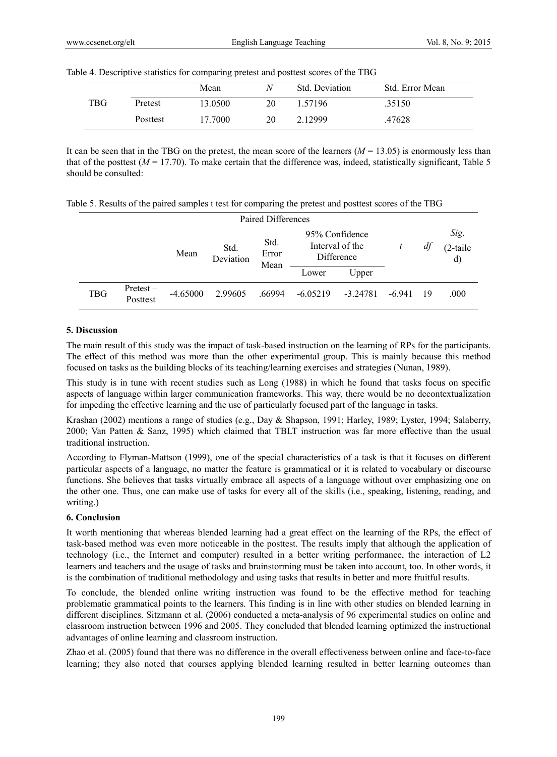Table 4. Descriptive statistics for comparing pretest and posttest scores of the TBG

| | | Mean | *N* | Std. Deviation | Std. Error Mean |
|---|---|---|---|---|---|
| TBG | Pretest | 13.0500 | 20 | 1.57196 | .35150 |
| | Posttest | 17.7000 | 20 | 2.12999 | .47628 |

It can be seen that in the TBG on the pretest, the mean score of the learners ($M$ = 13.05) is enormously less than that of the posttest ($M$ = 17.70). To make certain that the difference was, indeed, statistically significant, Table 5 should be consulted:

Table 5. Results of the paired samples t test for comparing the pretest and posttest scores of the TBG

| | | Paired Differences | | | | | | | |
|---|---|---|---|---|---|---|---|---|---|
| | | Mean | Std. Deviation | Std. Error Mean | 95% Confidence Interval of the Difference | | *t* | *df* | *Sig.* (2-tailed) |
| | | | | | Lower | Upper | | | |
| TBG | Pretest – Posttest | -4.65000 | 2.99605 | .66994 | -6.05219 | -3.24781 | -6.941 | 19 | .000 |

## 5. Discussion

The main result of this study was the impact of task-based instruction on the learning of RPs for the participants. The effect of this method was more than the other experimental group. This is mainly because this method focused on tasks as the building blocks of its teaching/learning exercises and strategies (Nunan, 1989).

This study is in tune with recent studies such as Long (1988) in which he found that tasks focus on specific aspects of language within larger communication frameworks. This way, there would be no decontextualization for impeding the effective learning and the use of particularly focused part of the language in tasks.

Krashan (2002) mentions a range of studies (e.g., Day & Shapson, 1991; Harley, 1989; Lyster, 1994; Salaberry, 2000; Van Patten & Sanz, 1995) which claimed that TBLT instruction was far more effective than the usual traditional instruction.

According to Flyman-Mattson (1999), one of the special characteristics of a task is that it focuses on different particular aspects of a language, no matter the feature is grammatical or it is related to vocabulary or discourse functions. She believes that tasks virtually embrace all aspects of a language without over emphasizing one on the other one. Thus, one can make use of tasks for every all of the skills (i.e., speaking, listening, reading, and writing.)

## 6. Conclusion

It worth mentioning that whereas blended learning had a great effect on the learning of the RPs, the effect of task-based method was even more noticeable in the posttest. The results imply that although the application of technology (i.e., the Internet and computer) resulted in a better writing performance, the interaction of L2 learners and teachers and the usage of tasks and brainstorming must be taken into account, too. In other words, it is the combination of traditional methodology and using tasks that results in better and more fruitful results.

To conclude, the blended online writing instruction was found to be the effective method for teaching problematic grammatical points to the learners. This finding is in line with other studies on blended learning in different disciplines. Sitzmann et al. (2006) conducted a meta-analysis of 96 experimental studies on online and classroom instruction between 1996 and 2005. They concluded that blended learning optimized the instructional advantages of online learning and classroom instruction.

Zhao et al. (2005) found that there was no difference in the overall effectiveness between online and face-to-face learning; they also noted that courses applying blended learning resulted in better learning outcomes than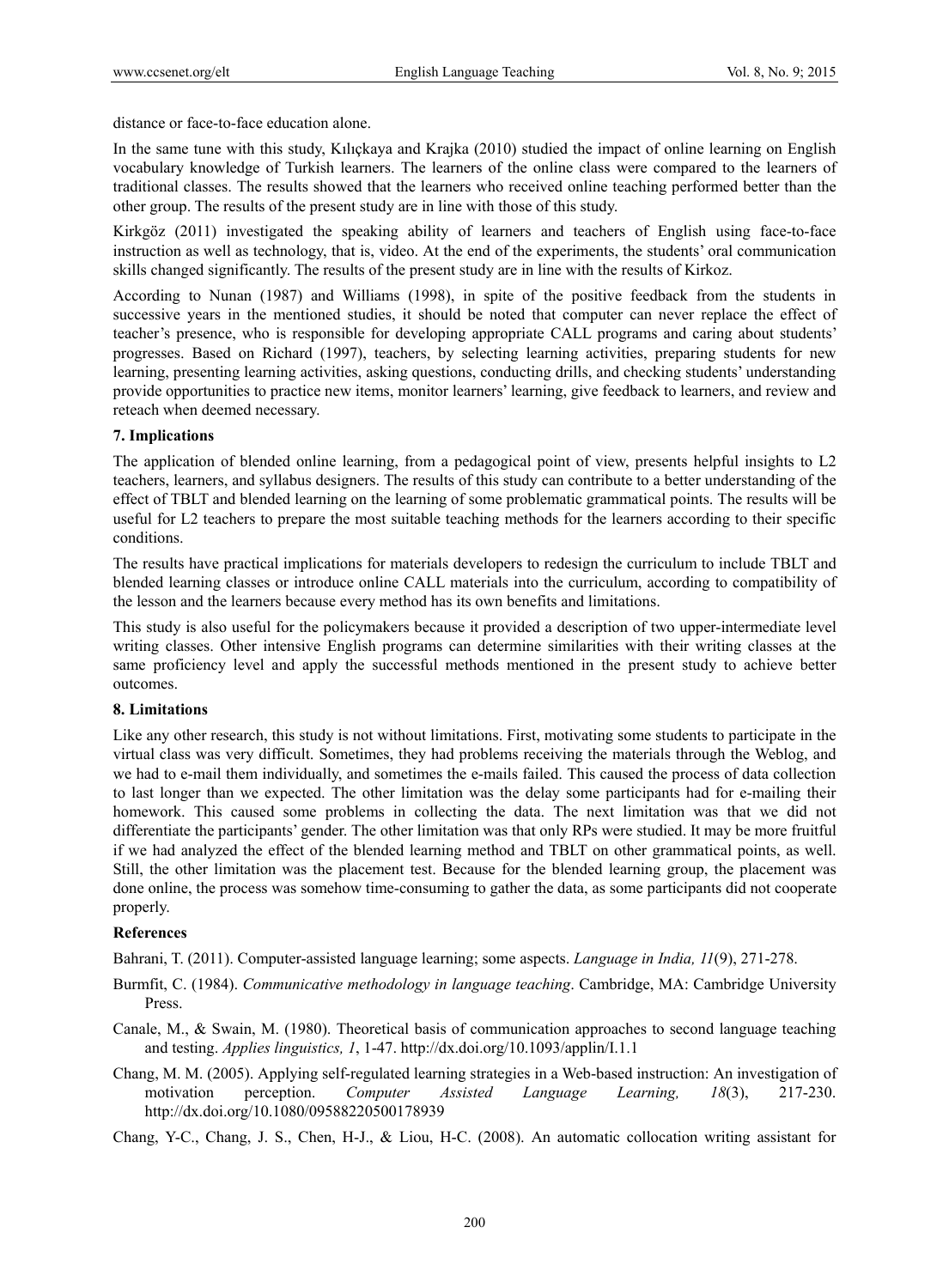distance or face-to-face education alone.

In the same tune with this study, Kılıçkaya and Krajka (2010) studied the impact of online learning on English vocabulary knowledge of Turkish learners. The learners of the online class were compared to the learners of traditional classes. The results showed that the learners who received online teaching performed better than the other group. The results of the present study are in line with those of this study.

Kirkgöz (2011) investigated the speaking ability of learners and teachers of English using face-to-face instruction as well as technology, that is, video. At the end of the experiments, the students' oral communication skills changed significantly. The results of the present study are in line with the results of Kirkoz.

According to Nunan (1987) and Williams (1998), in spite of the positive feedback from the students in successive years in the mentioned studies, it should be noted that computer can never replace the effect of teacher's presence, who is responsible for developing appropriate CALL programs and caring about students' progresses. Based on Richard (1997), teachers, by selecting learning activities, preparing students for new learning, presenting learning activities, asking questions, conducting drills, and checking students' understanding provide opportunities to practice new items, monitor learners' learning, give feedback to learners, and review and reteach when deemed necessary.

## 7. Implications

The application of blended online learning, from a pedagogical point of view, presents helpful insights to L2 teachers, learners, and syllabus designers. The results of this study can contribute to a better understanding of the effect of TBLT and blended learning on the learning of some problematic grammatical points. The results will be useful for L2 teachers to prepare the most suitable teaching methods for the learners according to their specific conditions.

The results have practical implications for materials developers to redesign the curriculum to include TBLT and blended learning classes or introduce online CALL materials into the curriculum, according to compatibility of the lesson and the learners because every method has its own benefits and limitations.

This study is also useful for the policymakers because it provided a description of two upper-intermediate level writing classes. Other intensive English programs can determine similarities with their writing classes at the same proficiency level and apply the successful methods mentioned in the present study to achieve better outcomes.

## 8. Limitations

Like any other research, this study is not without limitations. First, motivating some students to participate in the virtual class was very difficult. Sometimes, they had problems receiving the materials through the Weblog, and we had to e-mail them individually, and sometimes the e-mails failed. This caused the process of data collection to last longer than we expected. The other limitation was the delay some participants had for e-mailing their homework. This caused some problems in collecting the data. The next limitation was that we did not differentiate the participants' gender. The other limitation was that only RPs were studied. It may be more fruitful if we had analyzed the effect of the blended learning method and TBLT on other grammatical points, as well. Still, the other limitation was the placement test. Because for the blended learning group, the placement was done online, the process was somehow time-consuming to gather the data, as some participants did not cooperate properly.

## References

Bahrani, T. (2011). Computer-assisted language learning; some aspects. *Language in India, 11*(9), 271-278.

Burmfit, C. (1984). *Communicative methodology in language teaching*. Cambridge, MA: Cambridge University Press.

Canale, M., & Swain, M. (1980). Theoretical basis of communication approaches to second language teaching and testing. *Applies linguistics, 1*, 1-47. http://dx.doi.org/10.1093/applin/I.1.1

Chang, M. M. (2005). Applying self-regulated learning strategies in a Web-based instruction: An investigation of motivation perception. *Computer Assisted Language Learning, 18*(3), 217-230. http://dx.doi.org/10.1080/09588220500178939

Chang, Y-C., Chang, J. S., Chen, H-J., & Liou, H-C. (2008). An automatic collocation writing assistant for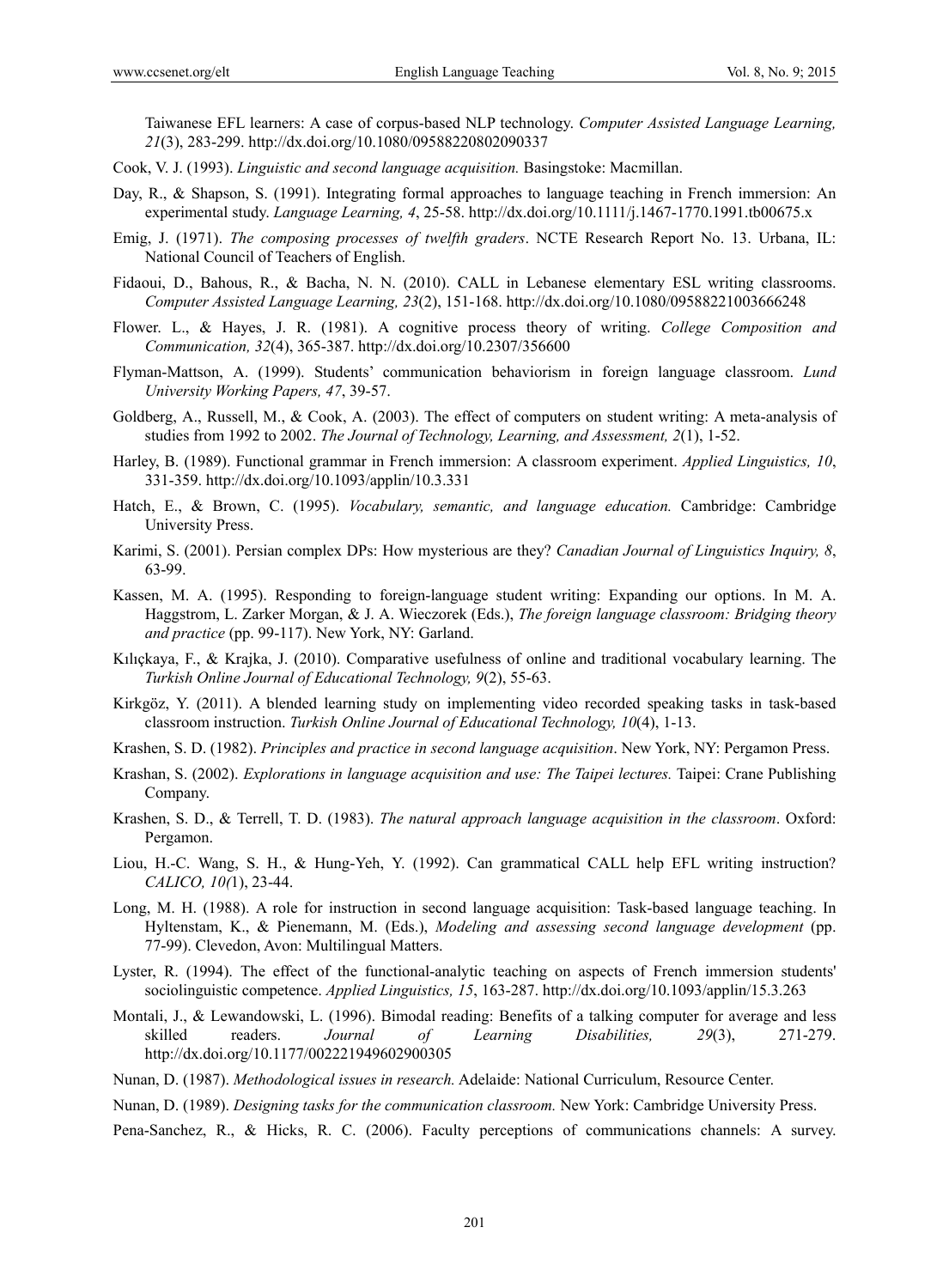Taiwanese EFL learners: A case of corpus-based NLP technology. *Computer Assisted Language Learning, 21*(3), 283-299. http://dx.doi.org/10.1080/09588220802090337

Cook, V. J. (1993). *Linguistic and second language acquisition.* Basingstoke: Macmillan.

Day, R., & Shapson, S. (1991). Integrating formal approaches to language teaching in French immersion: An experimental study. *Language Learning, 4*, 25-58. http://dx.doi.org/10.1111/j.1467-1770.1991.tb00675.x

Emig, J. (1971). *The composing processes of twelfth graders*. NCTE Research Report No. 13. Urbana, IL: National Council of Teachers of English.

Fidaoui, D., Bahous, R., & Bacha, N. N. (2010). CALL in Lebanese elementary ESL writing classrooms. *Computer Assisted Language Learning, 23*(2), 151-168. http://dx.doi.org/10.1080/09588221003666248

Flower. L., & Hayes, J. R. (1981). A cognitive process theory of writing. *College Composition and Communication, 32*(4), 365-387. http://dx.doi.org/10.2307/356600

Flyman-Mattson, A. (1999). Students' communication behaviorism in foreign language classroom. *Lund University Working Papers, 47*, 39-57.

Goldberg, A., Russell, M., & Cook, A. (2003). The effect of computers on student writing: A meta-analysis of studies from 1992 to 2002. *The Journal of Technology, Learning, and Assessment, 2*(1), 1-52.

Harley, B. (1989). Functional grammar in French immersion: A classroom experiment. *Applied Linguistics, 10*, 331-359. http://dx.doi.org/10.1093/applin/10.3.331

Hatch, E., & Brown, C. (1995). *Vocabulary, semantic, and language education.* Cambridge: Cambridge University Press.

Karimi, S. (2001). Persian complex DPs: How mysterious are they? *Canadian Journal of Linguistics Inquiry, 8*, 63-99.

Kassen, M. A. (1995). Responding to foreign-language student writing: Expanding our options. In M. A. Haggstrom, L. Zarker Morgan, & J. A. Wieczorek (Eds.), *The foreign language classroom: Bridging theory and practice* (pp. 99-117). New York, NY: Garland.

Kılıçkaya, F., & Krajka, J. (2010). Comparative usefulness of online and traditional vocabulary learning. The *Turkish Online Journal of Educational Technology, 9*(2), 55-63.

Kirkgöz, Y. (2011). A blended learning study on implementing video recorded speaking tasks in task-based classroom instruction. *Turkish Online Journal of Educational Technology, 10*(4), 1-13.

Krashen, S. D. (1982). *Principles and practice in second language acquisition*. New York, NY: Pergamon Press.

Krashan, S. (2002). *Explorations in language acquisition and use: The Taipei lectures.* Taipei: Crane Publishing Company.

Krashen, S. D., & Terrell, T. D. (1983). *The natural approach language acquisition in the classroom*. Oxford: Pergamon.

Liou, H.-C. Wang, S. H., & Hung-Yeh, Y. (1992). Can grammatical CALL help EFL writing instruction? *CALICO, 10(*1), 23-44.

Long, M. H. (1988). A role for instruction in second language acquisition: Task-based language teaching. In Hyltenstam, K., & Pienemann, M. (Eds.), *Modeling and assessing second language development* (pp. 77-99). Clevedon, Avon: Multilingual Matters.

Lyster, R. (1994). The effect of the functional-analytic teaching on aspects of French immersion students' sociolinguistic competence. *Applied Linguistics, 15*, 163-287. http://dx.doi.org/10.1093/applin/15.3.263

Montali, J., & Lewandowski, L. (1996). Bimodal reading: Benefits of a talking computer for average and less skilled readers. *Journal of Learning Disabilities, 29*(3), 271-279. http://dx.doi.org/10.1177/002221949602900305

Nunan, D. (1987). *Methodological issues in research.* Adelaide: National Curriculum, Resource Center.

Nunan, D. (1989). *Designing tasks for the communication classroom.* New York: Cambridge University Press.

Pena-Sanchez, R., & Hicks, R. C. (2006). Faculty perceptions of communications channels: A survey.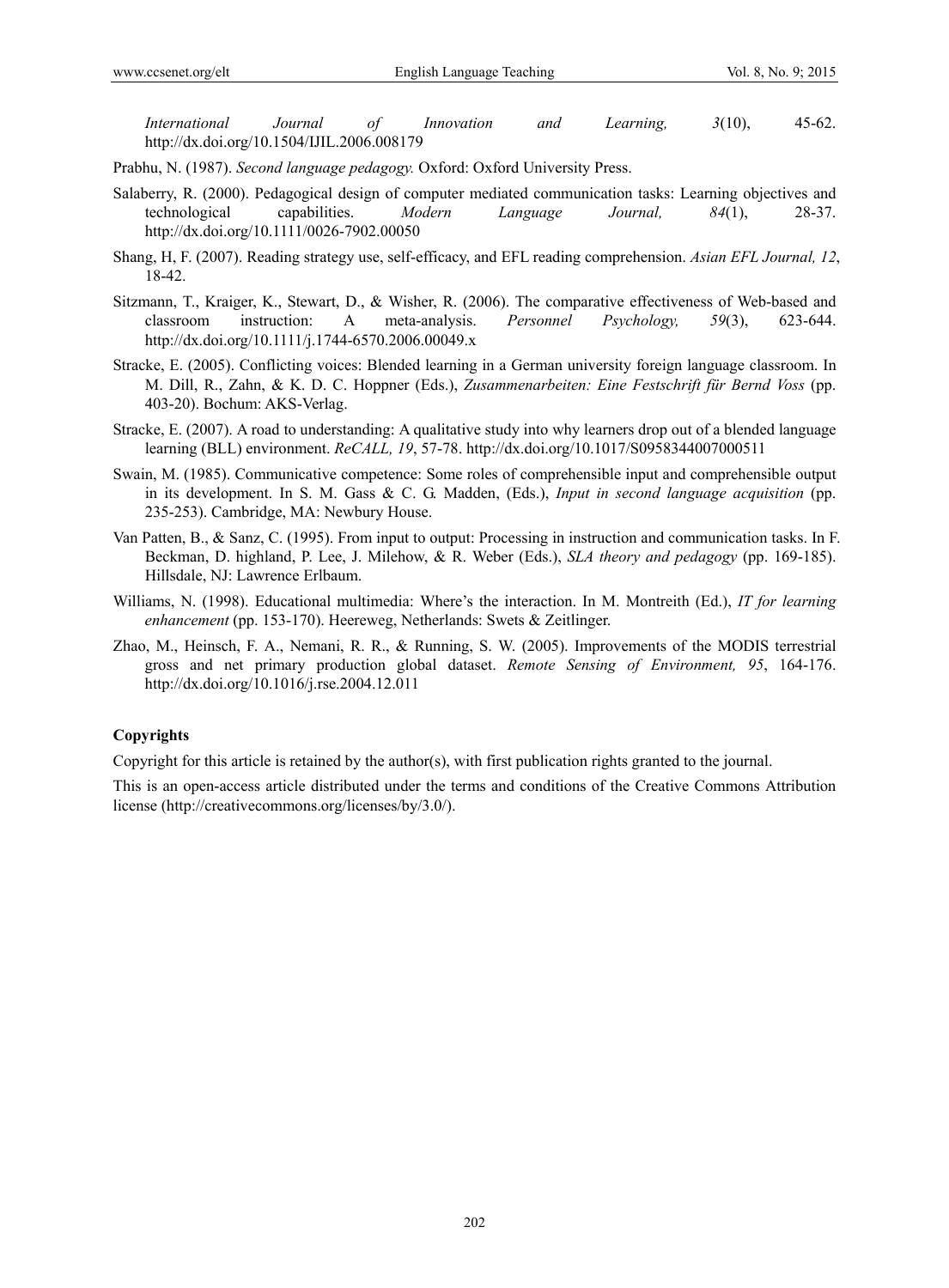*International Journal of Innovation and Learning, 3*(10), 45-62. http://dx.doi.org/10.1504/IJIL.2006.008179

Prabhu, N. (1987). *Second language pedagogy.* Oxford: Oxford University Press.

Salaberry, R. (2000). Pedagogical design of computer mediated communication tasks: Learning objectives and technological capabilities. *Modern Language Journal, 84*(1), 28-37. http://dx.doi.org/10.1111/0026-7902.00050

Shang, H, F. (2007). Reading strategy use, self-efficacy, and EFL reading comprehension. *Asian EFL Journal, 12*, 18-42.

Sitzmann, T., Kraiger, K., Stewart, D., & Wisher, R. (2006). The comparative effectiveness of Web-based and classroom instruction: A meta-analysis. *Personnel Psychology, 59*(3), 623-644. http://dx.doi.org/10.1111/j.1744-6570.2006.00049.x

Stracke, E. (2005). Conflicting voices: Blended learning in a German university foreign language classroom. In M. Dill, R., Zahn, & K. D. C. Hoppner (Eds.), *Zusammenarbeiten: Eine Festschrift für Bernd Voss* (pp. 403-20). Bochum: AKS-Verlag.

Stracke, E. (2007). A road to understanding: A qualitative study into why learners drop out of a blended language learning (BLL) environment. *ReCALL, 19*, 57-78. http://dx.doi.org/10.1017/S0958344007000511

Swain, M. (1985). Communicative competence: Some roles of comprehensible input and comprehensible output in its development. In S. M. Gass & C. G. Madden, (Eds.), *Input in second language acquisition* (pp. 235-253). Cambridge, MA: Newbury House.

Van Patten, B., & Sanz, C. (1995). From input to output: Processing in instruction and communication tasks. In F. Beckman, D. highland, P. Lee, J. Milehow, & R. Weber (Eds.), *SLA theory and pedagogy* (pp. 169-185). Hillsdale, NJ: Lawrence Erlbaum.

Williams, N. (1998). Educational multimedia: Where's the interaction. In M. Montreith (Ed.), *IT for learning enhancement* (pp. 153-170). Heereweg, Netherlands: Swets & Zeitlinger.

Zhao, M., Heinsch, F. A., Nemani, R. R., & Running, S. W. (2005). Improvements of the MODIS terrestrial gross and net primary production global dataset. *Remote Sensing of Environment, 95*, 164-176. http://dx.doi.org/10.1016/j.rse.2004.12.011

## Copyrights

Copyright for this article is retained by the author(s), with first publication rights granted to the journal.

This is an open-access article distributed under the terms and conditions of the Creative Commons Attribution license (http://creativecommons.org/licenses/by/3.0/).